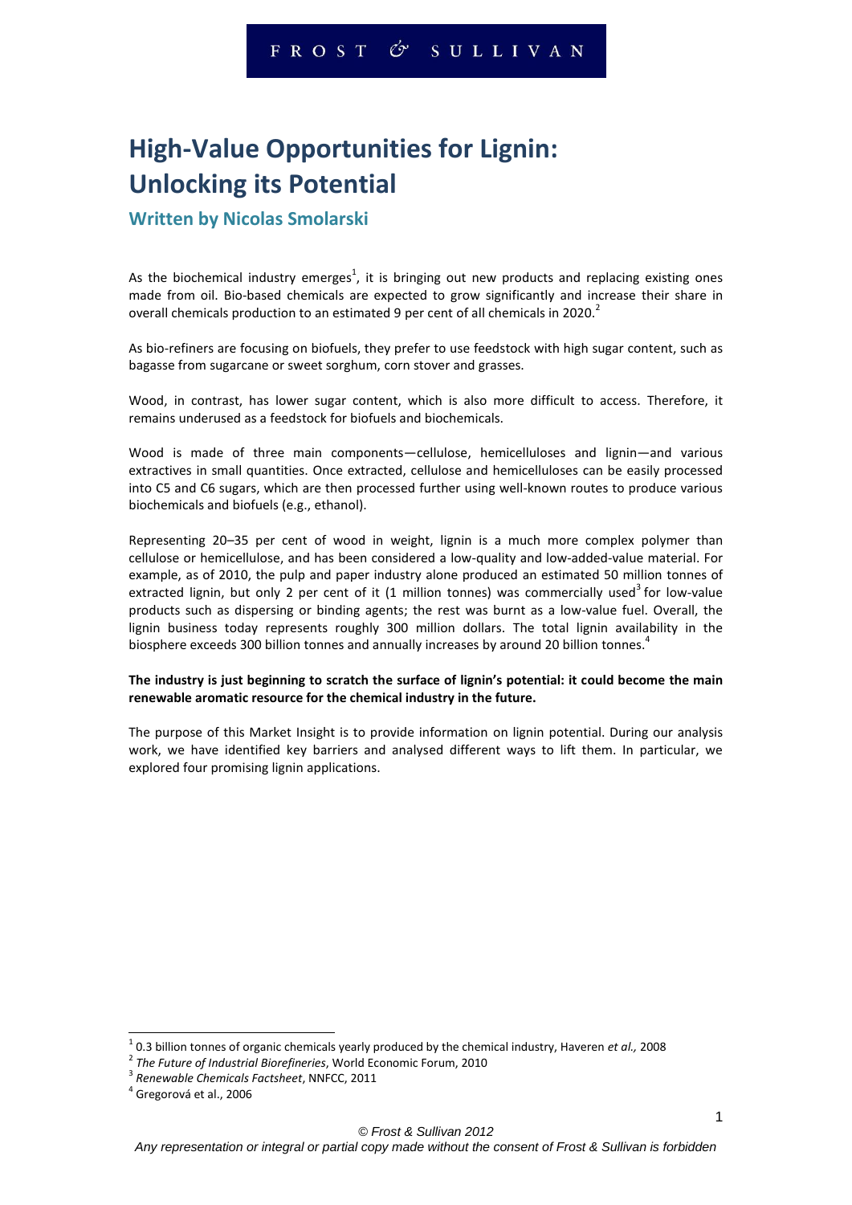# High-Value Opportunities for Lignin: Unlocking its Potential

## Written by Nicolas Smolarski

As the biochemical industry emerges[1], it is bringing out new products and replacing existing ones made from oil. Bio-based chemicals are expected to grow significantly and increase their share in overall chemicals production to an estimated 9 per cent of all chemicals in 2020.[2]

As bio-refiners are focusing on biofuels, they prefer to use feedstock with high sugar content, such as bagasse from sugarcane or sweet sorghum, corn stover and grasses.

Wood, in contrast, has lower sugar content, which is also more difficult to access. Therefore, it remains underused as a feedstock for biofuels and biochemicals.

Wood is made of three main components—cellulose, hemicelluloses and lignin—and various extractives in small quantities. Once extracted, cellulose and hemicelluloses can be easily processed into C5 and C6 sugars, which are then processed further using well-known routes to produce various biochemicals and biofuels (e.g., ethanol).

Representing 20–35 per cent of wood in weight, lignin is a much more complex polymer than cellulose or hemicellulose, and has been considered a low-quality and low-added-value material. For example, as of 2010, the pulp and paper industry alone produced an estimated 50 million tonnes of extracted lignin, but only 2 per cent of it (1 million tonnes) was commercially used[3] for low-value products such as dispersing or binding agents; the rest was burnt as a low-value fuel. Overall, the lignin business today represents roughly 300 million dollars. The total lignin availability in the biosphere exceeds 300 billion tonnes and annually increases by around 20 billion tonnes.[4]

**The industry is just beginning to scratch the surface of lignin's potential: it could become the main renewable aromatic resource for the chemical industry in the future.**

The purpose of this Market Insight is to provide information on lignin potential. During our analysis work, we have identified key barriers and analysed different ways to lift them. In particular, we explored four promising lignin applications.

---

[1] 0.3 billion tonnes of organic chemicals yearly produced by the chemical industry, Haveren *et al.,* 2008

[2] *The Future of Industrial Biorefineries*, World Economic Forum, 2010

[3] *Renewable Chemicals Factsheet*, NNFCC, 2011

[4] Gregorová et al., 2006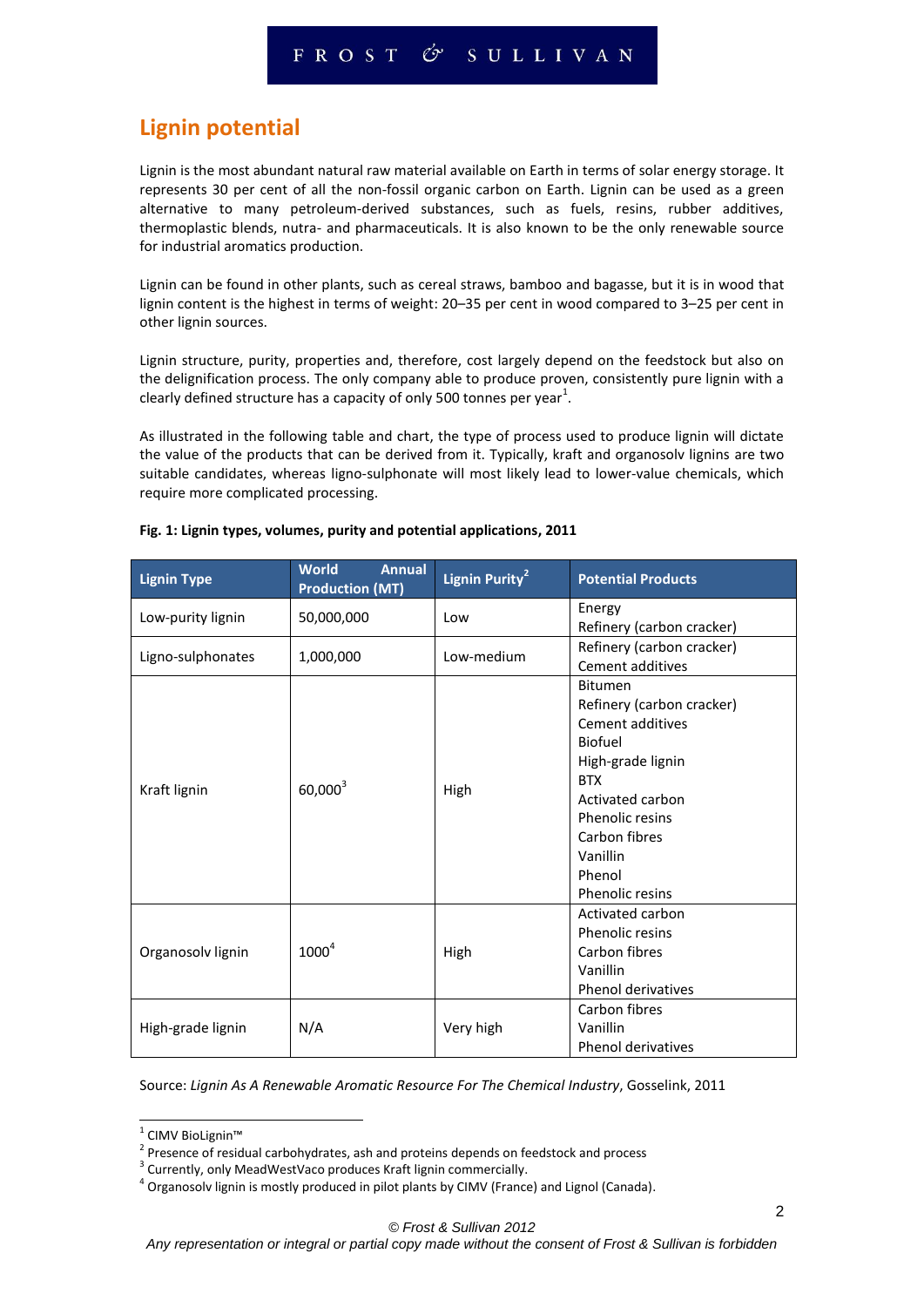## Lignin potential

Lignin is the most abundant natural raw material available on Earth in terms of solar energy storage. It represents 30 per cent of all the non-fossil organic carbon on Earth. Lignin can be used as a green alternative to many petroleum-derived substances, such as fuels, resins, rubber additives, thermoplastic blends, nutra- and pharmaceuticals. It is also known to be the only renewable source for industrial aromatics production.

Lignin can be found in other plants, such as cereal straws, bamboo and bagasse, but it is in wood that lignin content is the highest in terms of weight: 20–35 per cent in wood compared to 3–25 per cent in other lignin sources.

Lignin structure, purity, properties and, therefore, cost largely depend on the feedstock but also on the delignification process. The only company able to produce proven, consistently pure lignin with a clearly defined structure has a capacity of only 500 tonnes per year[1].

As illustrated in the following table and chart, the type of process used to produce lignin will dictate the value of the products that can be derived from it. Typically, kraft and organosolv lignins are two suitable candidates, whereas ligno-sulphonate will most likely lead to lower-value chemicals, which require more complicated processing.

**Fig. 1: Lignin types, volumes, purity and potential applications, 2011**

| Lignin Type | World Annual Production (MT) | Lignin Purity[2] | Potential Products |
|---|---|---|---|
| Low-purity lignin | 50,000,000 | Low | Energy<br>Refinery (carbon cracker) |
| Ligno-sulphonates | 1,000,000 | Low-medium | Refinery (carbon cracker)<br>Cement additives |
| Kraft lignin | 60,000[3] | High | Bitumen<br>Refinery (carbon cracker)<br>Cement additives<br>Biofuel<br>High-grade lignin<br>BTX<br>Activated carbon<br>Phenolic resins<br>Carbon fibres<br>Vanillin<br>Phenol<br>Phenolic resins |
| Organosolv lignin | 1000[4] | High | Activated carbon<br>Phenolic resins<br>Carbon fibres<br>Vanillin<br>Phenol derivatives |
| High-grade lignin | N/A | Very high | Carbon fibres<br>Vanillin<br>Phenol derivatives |

Source: *Lignin As A Renewable Aromatic Resource For The Chemical Industry*, Gosselink, 2011

[1] CIMV BioLignin™

[2] Presence of residual carbohydrates, ash and proteins depends on feedstock and process

[3] Currently, only MeadWestVaco produces Kraft lignin commercially.

[4] Organosolv lignin is mostly produced in pilot plants by CIMV (France) and Lignol (Canada).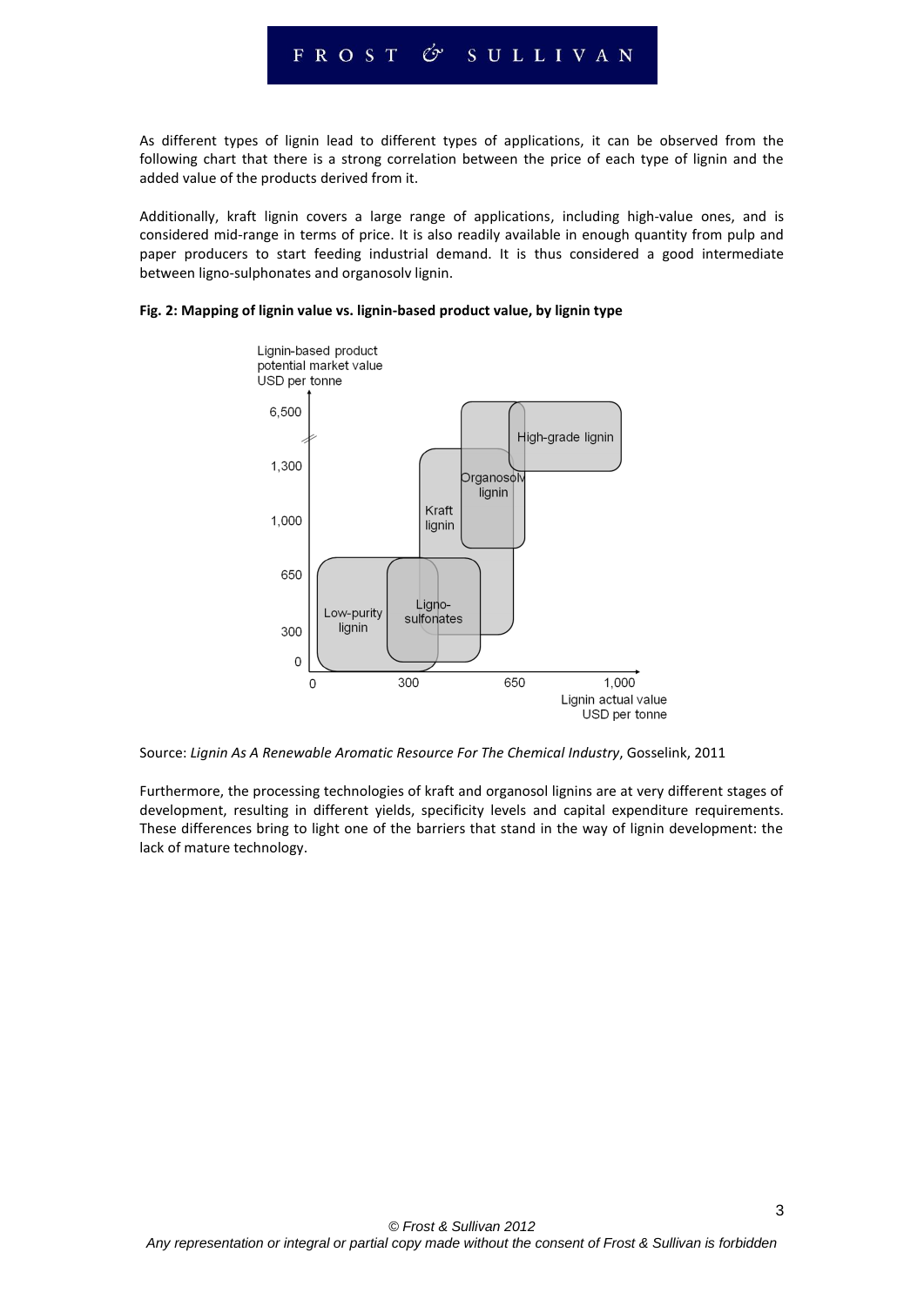As different types of lignin lead to different types of applications, it can be observed from the following chart that there is a strong correlation between the price of each type of lignin and the added value of the products derived from it.

Additionally, kraft lignin covers a large range of applications, including high-value ones, and is considered mid-range in terms of price. It is also readily available in enough quantity from pulp and paper producers to start feeding industrial demand. It is thus considered a good intermediate between ligno-sulphonates and organosolv lignin.

**Fig. 2: Mapping of lignin value vs. lignin-based product value, by lignin type**

Source: *Lignin As A Renewable Aromatic Resource For The Chemical Industry*, Gosselink, 2011

Furthermore, the processing technologies of kraft and organosol lignins are at very different stages of development, resulting in different yields, specificity levels and capital expenditure requirements. These differences bring to light one of the barriers that stand in the way of lignin development: the lack of mature technology.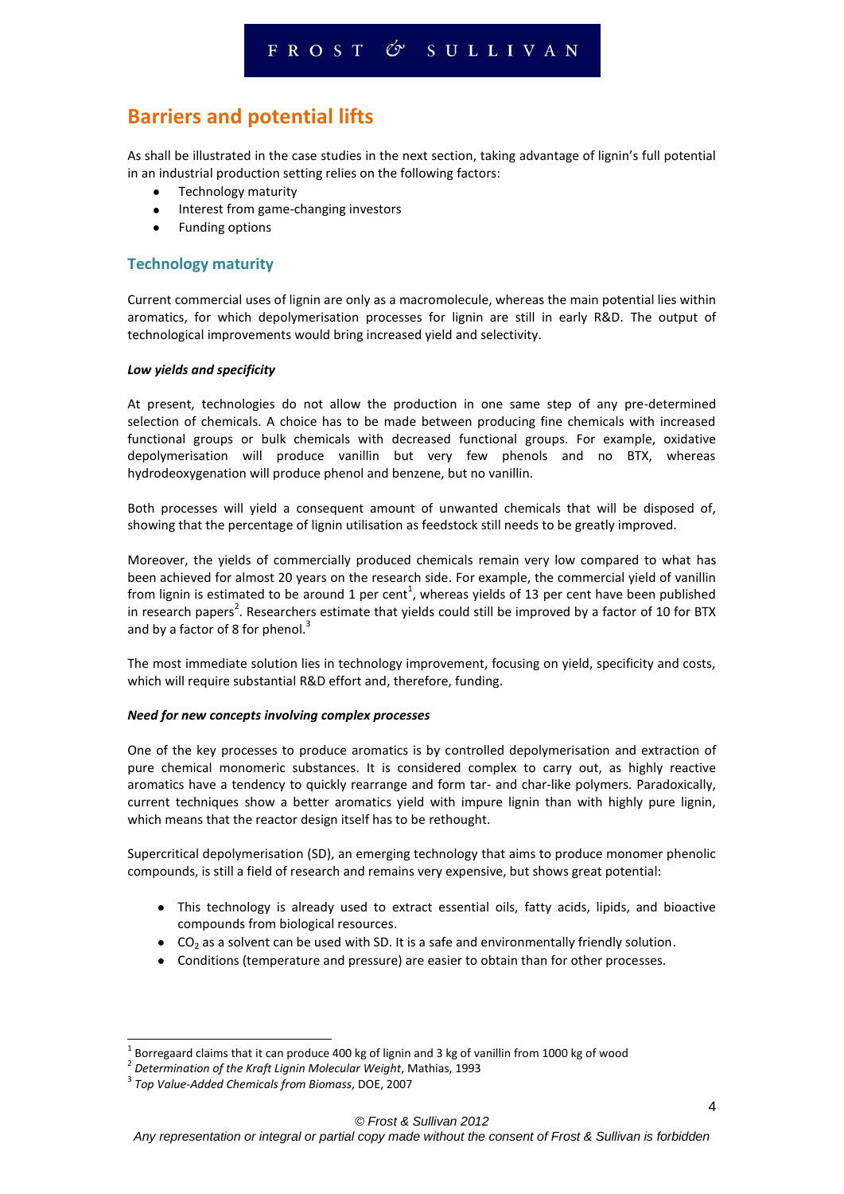## Barriers and potential lifts

As shall be illustrated in the case studies in the next section, taking advantage of lignin's full potential in an industrial production setting relies on the following factors:

- Technology maturity
- Interest from game-changing investors
- Funding options

### Technology maturity

Current commercial uses of lignin are only as a macromolecule, whereas the main potential lies within aromatics, for which depolymerisation processes for lignin are still in early R&D. The output of technological improvements would bring increased yield and selectivity.

#### *Low yields and specificity*

At present, technologies do not allow the production in one same step of any pre-determined selection of chemicals. A choice has to be made between producing fine chemicals with increased functional groups or bulk chemicals with decreased functional groups. For example, oxidative depolymerisation will produce vanillin but very few phenols and no BTX, whereas hydrodeoxygenation will produce phenol and benzene, but no vanillin.

Both processes will yield a consequent amount of unwanted chemicals that will be disposed of, showing that the percentage of lignin utilisation as feedstock still needs to be greatly improved.

Moreover, the yields of commercially produced chemicals remain very low compared to what has been achieved for almost 20 years on the research side. For example, the commercial yield of vanillin from lignin is estimated to be around 1 per cent[1], whereas yields of 13 per cent have been published in research papers[2]. Researchers estimate that yields could still be improved by a factor of 10 for BTX and by a factor of 8 for phenol.[3]

The most immediate solution lies in technology improvement, focusing on yield, specificity and costs, which will require substantial R&D effort and, therefore, funding.

#### *Need for new concepts involving complex processes*

One of the key processes to produce aromatics is by controlled depolymerisation and extraction of pure chemical monomeric substances. It is considered complex to carry out, as highly reactive aromatics have a tendency to quickly rearrange and form tar- and char-like polymers. Paradoxically, current techniques show a better aromatics yield with impure lignin than with highly pure lignin, which means that the reactor design itself has to be rethought.

Supercritical depolymerisation (SD), an emerging technology that aims to produce monomer phenolic compounds, is still a field of research and remains very expensive, but shows great potential:

- This technology is already used to extract essential oils, fatty acids, lipids, and bioactive compounds from biological resources.
- $CO_2$ as a solvent can be used with SD. It is a safe and environmentally friendly solution.
- Conditions (temperature and pressure) are easier to obtain than for other processes.

---

[1] Borregaard claims that it can produce 400 kg of lignin and 3 kg of vanillin from 1000 kg of wood

[2] *Determination of the Kraft Lignin Molecular Weight*, Mathias, 1993

[3] *Top Value-Added Chemicals from Biomass*, DOE, 2007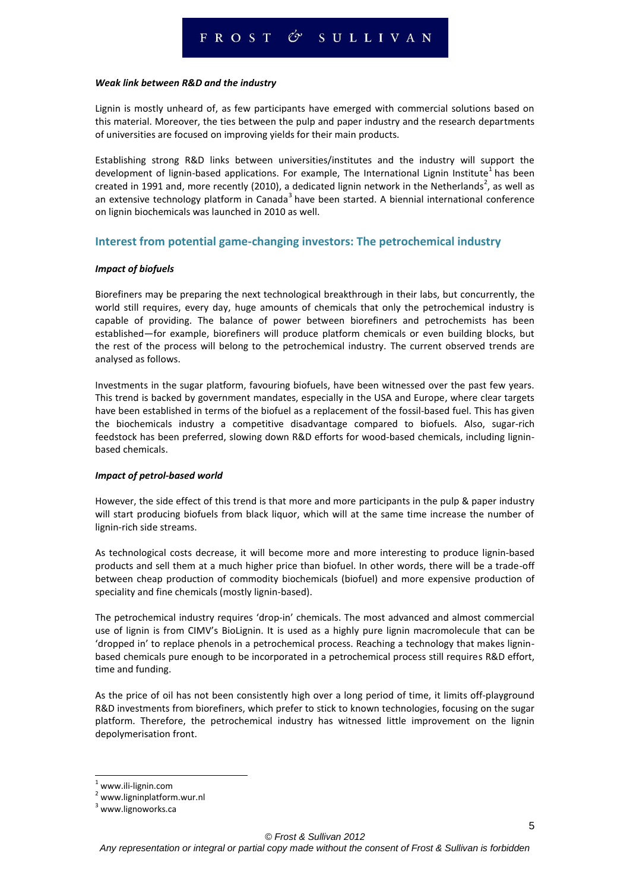***Weak link between R&D and the industry***

Lignin is mostly unheard of, as few participants have emerged with commercial solutions based on this material. Moreover, the ties between the pulp and paper industry and the research departments of universities are focused on improving yields for their main products.

Establishing strong R&D links between universities/institutes and the industry will support the development of lignin-based applications. For example, The International Lignin Institute[1] has been created in 1991 and, more recently (2010), a dedicated lignin network in the Netherlands[2], as well as an extensive technology platform in Canada[3] have been started. A biennial international conference on lignin biochemicals was launched in 2010 as well.

## Interest from potential game-changing investors: The petrochemical industry

***Impact of biofuels***

Biorefiners may be preparing the next technological breakthrough in their labs, but concurrently, the world still requires, every day, huge amounts of chemicals that only the petrochemical industry is capable of providing. The balance of power between biorefiners and petrochemists has been established—for example, biorefiners will produce platform chemicals or even building blocks, but the rest of the process will belong to the petrochemical industry. The current observed trends are analysed as follows.

Investments in the sugar platform, favouring biofuels, have been witnessed over the past few years. This trend is backed by government mandates, especially in the USA and Europe, where clear targets have been established in terms of the biofuel as a replacement of the fossil-based fuel. This has given the biochemicals industry a competitive disadvantage compared to biofuels. Also, sugar-rich feedstock has been preferred, slowing down R&D efforts for wood-based chemicals, including lignin-based chemicals.

***Impact of petrol-based world***

However, the side effect of this trend is that more and more participants in the pulp & paper industry will start producing biofuels from black liquor, which will at the same time increase the number of lignin-rich side streams.

As technological costs decrease, it will become more and more interesting to produce lignin-based products and sell them at a much higher price than biofuel. In other words, there will be a trade-off between cheap production of commodity biochemicals (biofuel) and more expensive production of speciality and fine chemicals (mostly lignin-based).

The petrochemical industry requires 'drop-in' chemicals. The most advanced and almost commercial use of lignin is from CIMV's BioLignin. It is used as a highly pure lignin macromolecule that can be 'dropped in' to replace phenols in a petrochemical process. Reaching a technology that makes lignin-based chemicals pure enough to be incorporated in a petrochemical process still requires R&D effort, time and funding.

As the price of oil has not been consistently high over a long period of time, it limits off-playground R&D investments from biorefiners, which prefer to stick to known technologies, focusing on the sugar platform. Therefore, the petrochemical industry has witnessed little improvement on the lignin depolymerisation front.

---

[1] www.ili-lignin.com

[2] www.ligninplatform.wur.nl

[3] www.lignoworks.ca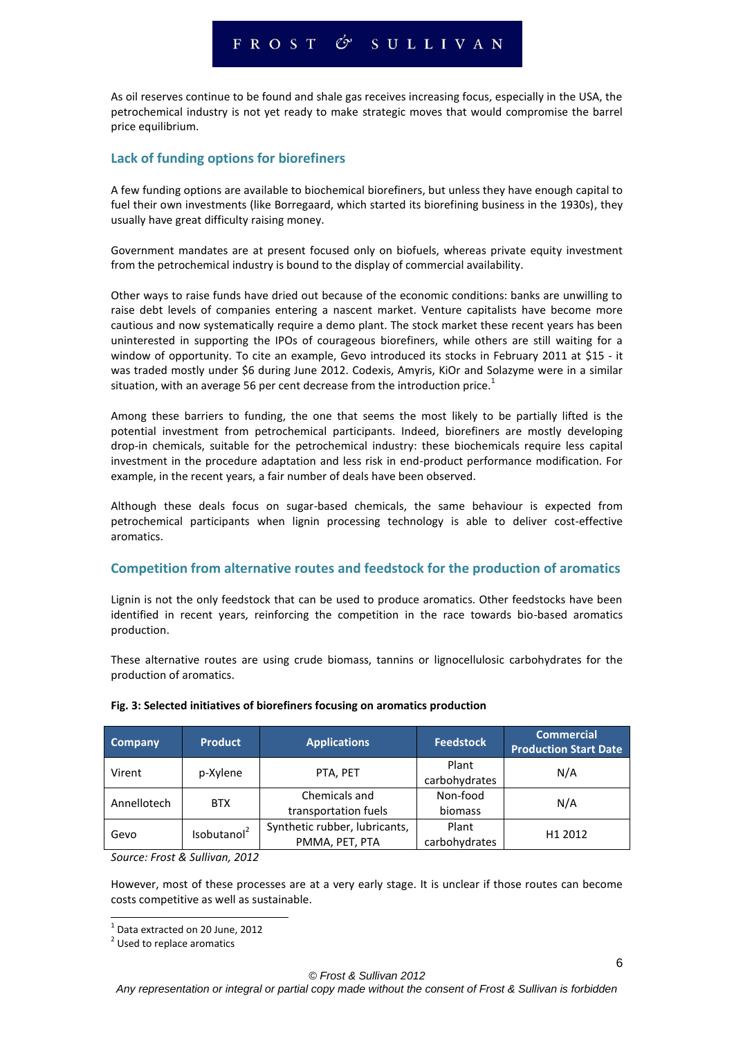As oil reserves continue to be found and shale gas receives increasing focus, especially in the USA, the petrochemical industry is not yet ready to make strategic moves that would compromise the barrel price equilibrium.

## Lack of funding options for biorefiners

A few funding options are available to biochemical biorefiners, but unless they have enough capital to fuel their own investments (like Borregaard, which started its biorefining business in the 1930s), they usually have great difficulty raising money.

Government mandates are at present focused only on biofuels, whereas private equity investment from the petrochemical industry is bound to the display of commercial availability.

Other ways to raise funds have dried out because of the economic conditions: banks are unwilling to raise debt levels of companies entering a nascent market. Venture capitalists have become more cautious and now systematically require a demo plant. The stock market these recent years has been uninterested in supporting the IPOs of courageous biorefiners, while others are still waiting for a window of opportunity. To cite an example, Gevo introduced its stocks in February 2011 at $15 - it was traded mostly under $6 during June 2012. Codexis, Amyris, KiOr and Solazyme were in a similar situation, with an average 56 per cent decrease from the introduction price.[1]

Among these barriers to funding, the one that seems the most likely to be partially lifted is the potential investment from petrochemical participants. Indeed, biorefiners are mostly developing drop-in chemicals, suitable for the petrochemical industry: these biochemicals require less capital investment in the procedure adaptation and less risk in end-product performance modification. For example, in the recent years, a fair number of deals have been observed.

Although these deals focus on sugar-based chemicals, the same behaviour is expected from petrochemical participants when lignin processing technology is able to deliver cost-effective aromatics.

## Competition from alternative routes and feedstock for the production of aromatics

Lignin is not the only feedstock that can be used to produce aromatics. Other feedstocks have been identified in recent years, reinforcing the competition in the race towards bio-based aromatics production.

These alternative routes are using crude biomass, tannins or lignocellulosic carbohydrates for the production of aromatics.

**Fig. 3: Selected initiatives of biorefiners focusing on aromatics production**

| Company | Product | Applications | Feedstock | Commercial Production Start Date |
|---|---|---|---|---|
| Virent | p-Xylene | PTA, PET | Plant carbohydrates | N/A |
| Annellotech | BTX | Chemicals and transportation fuels | Non-food biomass | N/A |
| Gevo | Isobutanol[2] | Synthetic rubber, lubricants, PMMA, PET, PTA | Plant carbohydrates | H1 2012 |

*Source: Frost & Sullivan, 2012*

However, most of these processes are at a very early stage. It is unclear if those routes can become costs competitive as well as sustainable.

[1] Data extracted on 20 June, 2012

[2] Used to replace aromatics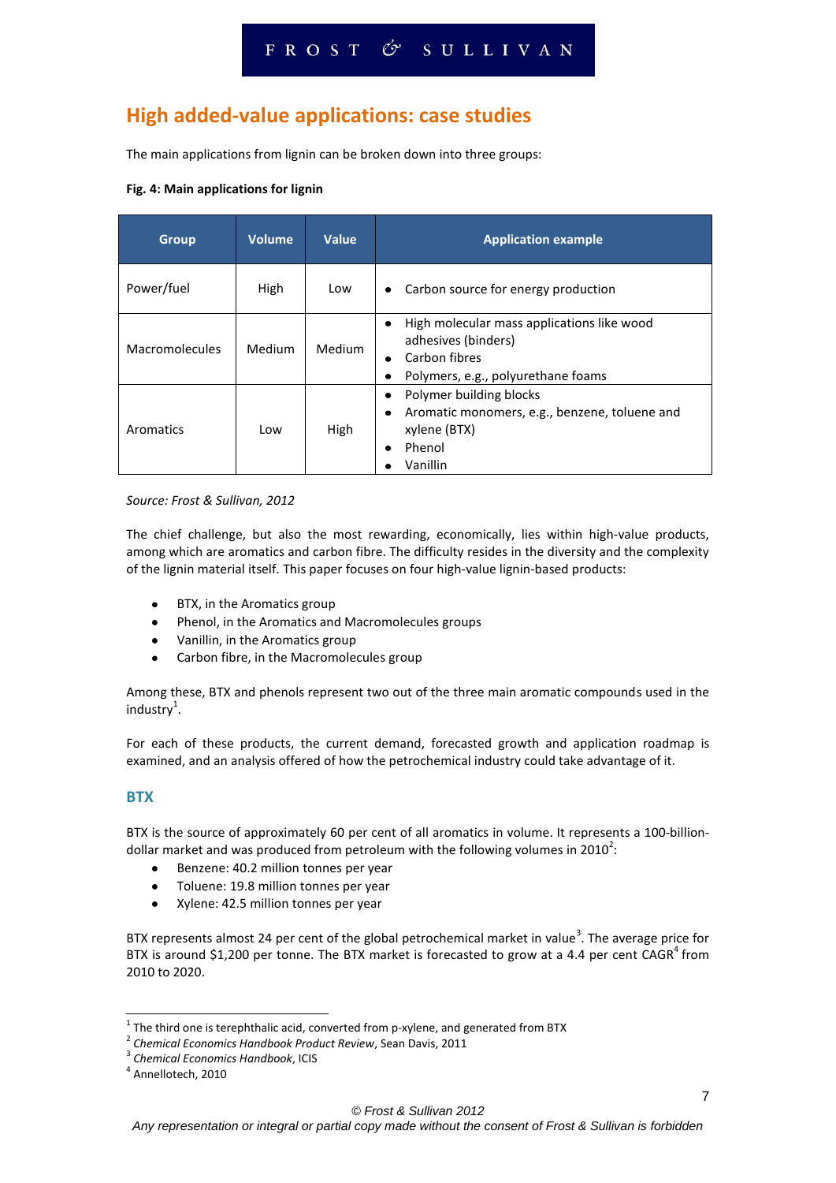## High added-value applications: case studies

The main applications from lignin can be broken down into three groups:

**Fig. 4: Main applications for lignin**

| Group | Volume | Value | Application example |
|---|---|---|---|
| Power/fuel | High | Low | • Carbon source for energy production |
| Macromolecules | Medium | Medium | • High molecular mass applications like wood adhesives (binders)<br>• Carbon fibres<br>• Polymers, e.g., polyurethane foams |
| Aromatics | Low | High | • Polymer building blocks<br>• Aromatic monomers, e.g., benzene, toluene and xylene (BTX)<br>• Phenol<br>• Vanillin |

*Source: Frost & Sullivan, 2012*

The chief challenge, but also the most rewarding, economically, lies within high-value products, among which are aromatics and carbon fibre. The difficulty resides in the diversity and the complexity of the lignin material itself. This paper focuses on four high-value lignin-based products:

- BTX, in the Aromatics group
- Phenol, in the Aromatics and Macromolecules groups
- Vanillin, in the Aromatics group
- Carbon fibre, in the Macromolecules group

Among these, BTX and phenols represent two out of the three main aromatic compounds used in the industry[1].

For each of these products, the current demand, forecasted growth and application roadmap is examined, and an analysis offered of how the petrochemical industry could take advantage of it.

### BTX

BTX is the source of approximately 60 per cent of all aromatics in volume. It represents a 100-billion-dollar market and was produced from petroleum with the following volumes in 2010[2]:

- Benzene: 40.2 million tonnes per year
- Toluene: 19.8 million tonnes per year
- Xylene: 42.5 million tonnes per year

BTX represents almost 24 per cent of the global petrochemical market in value[3]. The average price for BTX is around $1,200 per tonne. The BTX market is forecasted to grow at a 4.4 per cent CAGR[4] from 2010 to 2020.

---

[1] The third one is terephthalic acid, converted from p-xylene, and generated from BTX

[2] *Chemical Economics Handbook Product Review*, Sean Davis, 2011

[3] *Chemical Economics Handbook*, ICIS

[4] Annellotech, 2010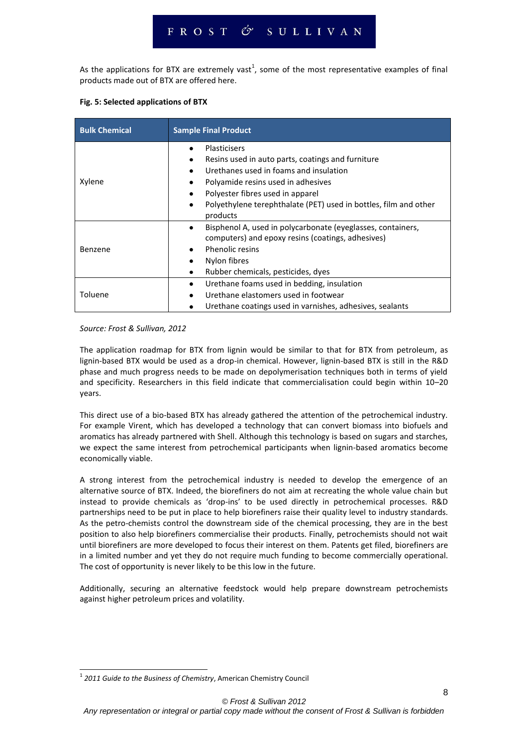As the applications for BTX are extremely vast[1], some of the most representative examples of final products made out of BTX are offered here.

**Fig. 5: Selected applications of BTX**

| Bulk Chemical | Sample Final Product |
|---|---|
| Xylene | • Plasticisers<br>• Resins used in auto parts, coatings and furniture<br>• Urethanes used in foams and insulation<br>• Polyamide resins used in adhesives<br>• Polyester fibres used in apparel<br>• Polyethylene terephthalate (PET) used in bottles, film and other products |
| Benzene | • Bisphenol A, used in polycarbonate (eyeglasses, containers, computers) and epoxy resins (coatings, adhesives)<br>• Phenolic resins<br>• Nylon fibres<br>• Rubber chemicals, pesticides, dyes |
| Toluene | • Urethane foams used in bedding, insulation<br>• Urethane elastomers used in footwear<br>• Urethane coatings used in varnishes, adhesives, sealants |

*Source: Frost & Sullivan, 2012*

The application roadmap for BTX from lignin would be similar to that for BTX from petroleum, as lignin-based BTX would be used as a drop-in chemical. However, lignin-based BTX is still in the R&D phase and much progress needs to be made on depolymerisation techniques both in terms of yield and specificity. Researchers in this field indicate that commercialisation could begin within 10–20 years.

This direct use of a bio-based BTX has already gathered the attention of the petrochemical industry. For example Virent, which has developed a technology that can convert biomass into biofuels and aromatics has already partnered with Shell. Although this technology is based on sugars and starches, we expect the same interest from petrochemical participants when lignin-based aromatics become economically viable.

A strong interest from the petrochemical industry is needed to develop the emergence of an alternative source of BTX. Indeed, the biorefiners do not aim at recreating the whole value chain but instead to provide chemicals as 'drop-ins' to be used directly in petrochemical processes. R&D partnerships need to be put in place to help biorefiners raise their quality level to industry standards. As the petro-chemists control the downstream side of the chemical processing, they are in the best position to also help biorefiners commercialise their products. Finally, petrochemists should not wait until biorefiners are more developed to focus their interest on them. Patents get filed, biorefiners are in a limited number and yet they do not require much funding to become commercially operational. The cost of opportunity is never likely to be this low in the future.

Additionally, securing an alternative feedstock would help prepare downstream petrochemists against higher petroleum prices and volatility.

[1] *2011 Guide to the Business of Chemistry*, American Chemistry Council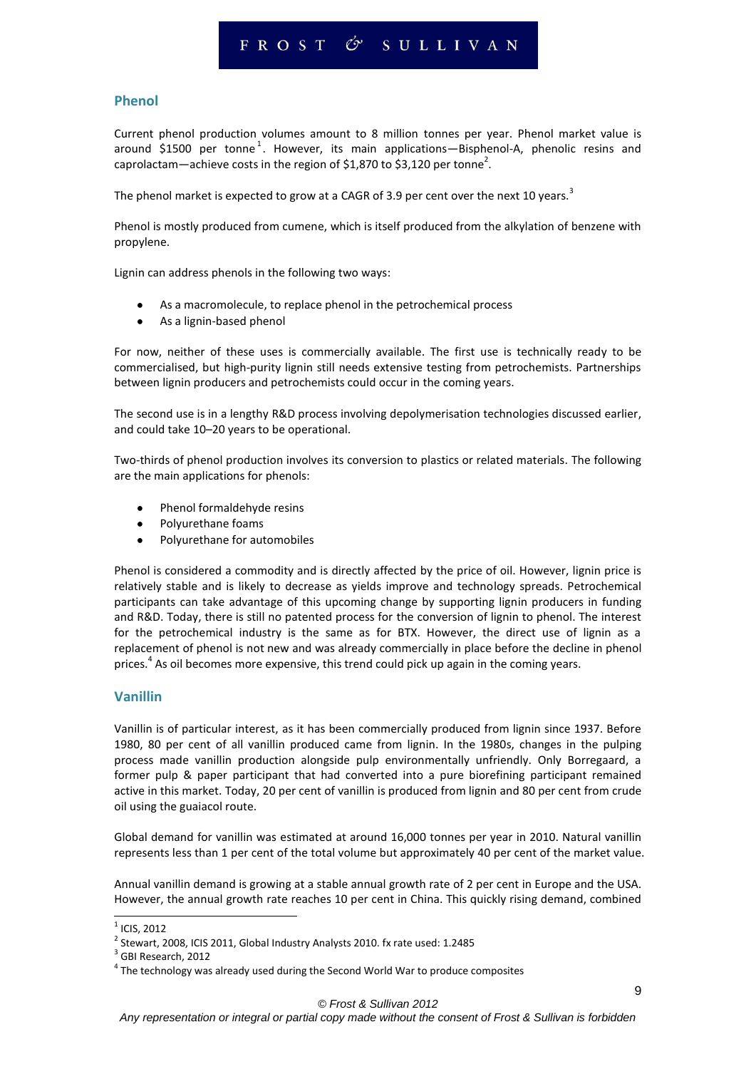## Phenol

Current phenol production volumes amount to 8 million tonnes per year. Phenol market value is around $1500 per tonne[1]. However, its main applications—Bisphenol-A, phenolic resins and caprolactam—achieve costs in the region of $1,870 to $3,120 per tonne[2].

The phenol market is expected to grow at a CAGR of 3.9 per cent over the next 10 years.[3]

Phenol is mostly produced from cumene, which is itself produced from the alkylation of benzene with propylene.

Lignin can address phenols in the following two ways:

- As a macromolecule, to replace phenol in the petrochemical process
- As a lignin-based phenol

For now, neither of these uses is commercially available. The first use is technically ready to be commercialised, but high-purity lignin still needs extensive testing from petrochemists. Partnerships between lignin producers and petrochemists could occur in the coming years.

The second use is in a lengthy R&D process involving depolymerisation technologies discussed earlier, and could take 10–20 years to be operational.

Two-thirds of phenol production involves its conversion to plastics or related materials. The following are the main applications for phenols:

- Phenol formaldehyde resins
- Polyurethane foams
- Polyurethane for automobiles

Phenol is considered a commodity and is directly affected by the price of oil. However, lignin price is relatively stable and is likely to decrease as yields improve and technology spreads. Petrochemical participants can take advantage of this upcoming change by supporting lignin producers in funding and R&D. Today, there is still no patented process for the conversion of lignin to phenol. The interest for the petrochemical industry is the same as for BTX. However, the direct use of lignin as a replacement of phenol is not new and was already commercially in place before the decline in phenol prices.[4] As oil becomes more expensive, this trend could pick up again in the coming years.

## Vanillin

Vanillin is of particular interest, as it has been commercially produced from lignin since 1937. Before 1980, 80 per cent of all vanillin produced came from lignin. In the 1980s, changes in the pulping process made vanillin production alongside pulp environmentally unfriendly. Only Borregaard, a former pulp & paper participant that had converted into a pure biorefining participant remained active in this market. Today, 20 per cent of vanillin is produced from lignin and 80 per cent from crude oil using the guaiacol route.

Global demand for vanillin was estimated at around 16,000 tonnes per year in 2010. Natural vanillin represents less than 1 per cent of the total volume but approximately 40 per cent of the market value.

Annual vanillin demand is growing at a stable annual growth rate of 2 per cent in Europe and the USA. However, the annual growth rate reaches 10 per cent in China. This quickly rising demand, combined

---

[1] ICIS, 2012

[2] Stewart, 2008, ICIS 2011, Global Industry Analysts 2010. fx rate used: 1.2485

[3] GBI Research, 2012

[4] The technology was already used during the Second World War to produce composites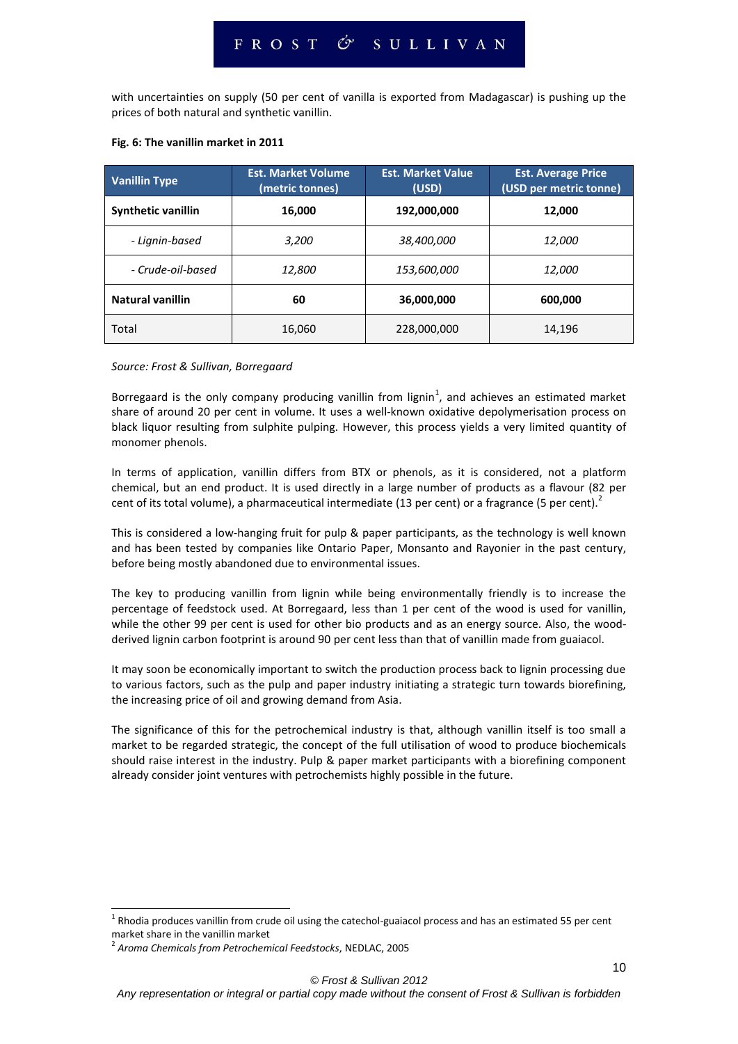with uncertainties on supply (50 per cent of vanilla is exported from Madagascar) is pushing up the prices of both natural and synthetic vanillin.

**Fig. 6: The vanillin market in 2011**

| Vanillin Type | Est. Market Volume (metric tonnes) | Est. Market Value (USD) | Est. Average Price (USD per metric tonne) |
|---|---|---|---|
| **Synthetic vanillin** | **16,000** | **192,000,000** | **12,000** |
| *- Lignin-based* | *3,200* | *38,400,000* | *12,000* |
| *- Crude-oil-based* | *12,800* | *153,600,000* | *12,000* |
| **Natural vanillin** | **60** | **36,000,000** | **600,000** |
| Total | 16,060 | 228,000,000 | 14,196 |

*Source: Frost & Sullivan, Borregaard*

Borregaard is the only company producing vanillin from lignin[1], and achieves an estimated market share of around 20 per cent in volume. It uses a well-known oxidative depolymerisation process on black liquor resulting from sulphite pulping. However, this process yields a very limited quantity of monomer phenols.

In terms of application, vanillin differs from BTX or phenols, as it is considered, not a platform chemical, but an end product. It is used directly in a large number of products as a flavour (82 per cent of its total volume), a pharmaceutical intermediate (13 per cent) or a fragrance (5 per cent).[2]

This is considered a low-hanging fruit for pulp & paper participants, as the technology is well known and has been tested by companies like Ontario Paper, Monsanto and Rayonier in the past century, before being mostly abandoned due to environmental issues.

The key to producing vanillin from lignin while being environmentally friendly is to increase the percentage of feedstock used. At Borregaard, less than 1 per cent of the wood is used for vanillin, while the other 99 per cent is used for other bio products and as an energy source. Also, the wood-derived lignin carbon footprint is around 90 per cent less than that of vanillin made from guaiacol.

It may soon be economically important to switch the production process back to lignin processing due to various factors, such as the pulp and paper industry initiating a strategic turn towards biorefining, the increasing price of oil and growing demand from Asia.

The significance of this for the petrochemical industry is that, although vanillin itself is too small a market to be regarded strategic, the concept of the full utilisation of wood to produce biochemicals should raise interest in the industry. Pulp & paper market participants with a biorefining component already consider joint ventures with petrochemists highly possible in the future.

---

[1] Rhodia produces vanillin from crude oil using the catechol-guaiacol process and has an estimated 55 per cent market share in the vanillin market

[2] *Aroma Chemicals from Petrochemical Feedstocks*, NEDLAC, 2005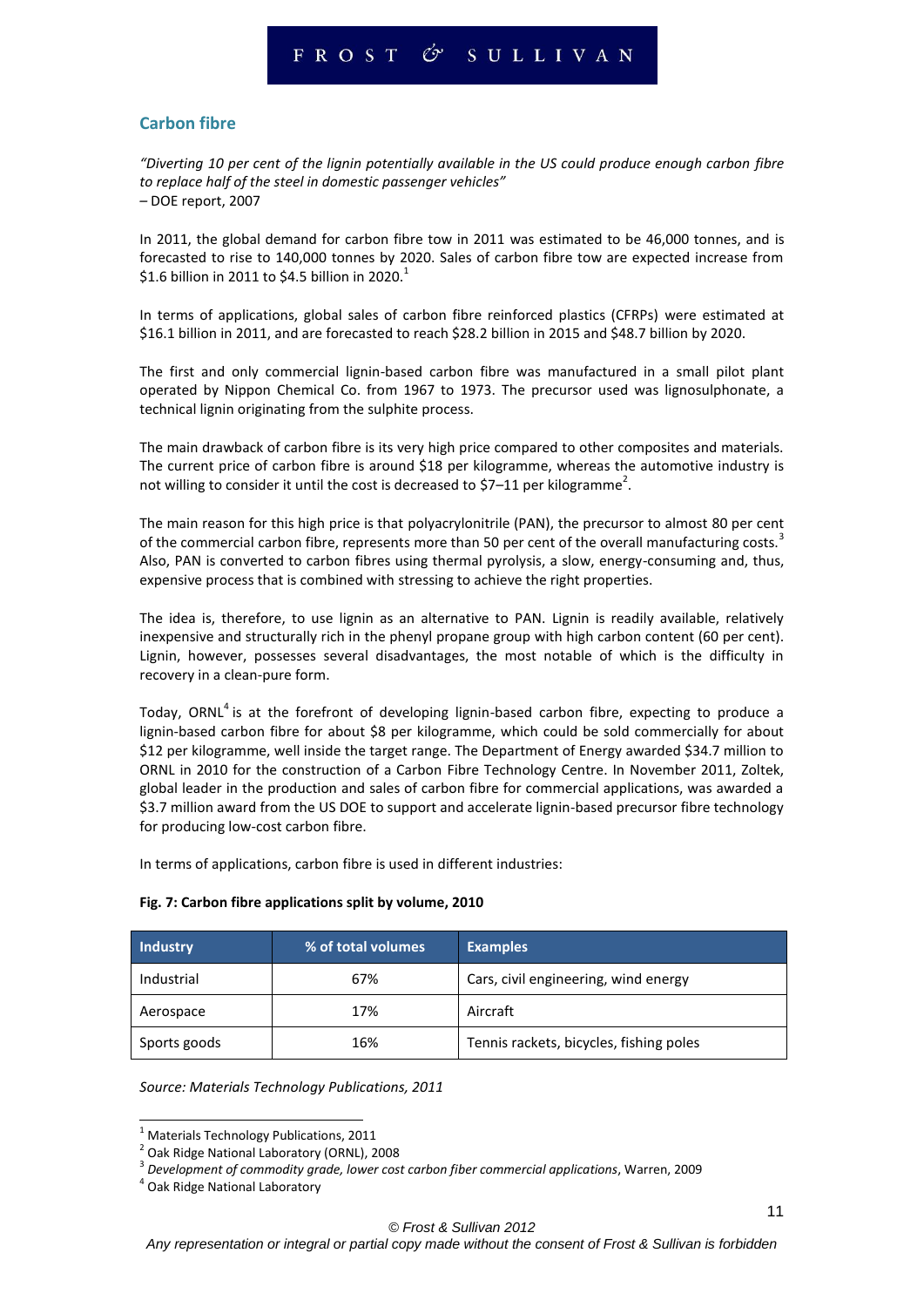## Carbon fibre

*"Diverting 10 per cent of the lignin potentially available in the US could produce enough carbon fibre to replace half of the steel in domestic passenger vehicles"*
– DOE report, 2007

In 2011, the global demand for carbon fibre tow in 2011 was estimated to be 46,000 tonnes, and is forecasted to rise to 140,000 tonnes by 2020. Sales of carbon fibre tow are expected increase from $1.6 billion in 2011 to $4.5 billion in 2020.[1]

In terms of applications, global sales of carbon fibre reinforced plastics (CFRPs) were estimated at $16.1 billion in 2011, and are forecasted to reach $28.2 billion in 2015 and $48.7 billion by 2020.

The first and only commercial lignin-based carbon fibre was manufactured in a small pilot plant operated by Nippon Chemical Co. from 1967 to 1973. The precursor used was lignosulphonate, a technical lignin originating from the sulphite process.

The main drawback of carbon fibre is its very high price compared to other composites and materials. The current price of carbon fibre is around $18 per kilogramme, whereas the automotive industry is not willing to consider it until the cost is decreased to $7–11 per kilogramme[2].

The main reason for this high price is that polyacrylonitrile (PAN), the precursor to almost 80 per cent of the commercial carbon fibre, represents more than 50 per cent of the overall manufacturing costs.[3] Also, PAN is converted to carbon fibres using thermal pyrolysis, a slow, energy-consuming and, thus, expensive process that is combined with stressing to achieve the right properties.

The idea is, therefore, to use lignin as an alternative to PAN. Lignin is readily available, relatively inexpensive and structurally rich in the phenyl propane group with high carbon content (60 per cent). Lignin, however, possesses several disadvantages, the most notable of which is the difficulty in recovery in a clean-pure form.

Today, ORNL[4] is at the forefront of developing lignin-based carbon fibre, expecting to produce a lignin-based carbon fibre for about $8 per kilogramme, which could be sold commercially for about $12 per kilogramme, well inside the target range. The Department of Energy awarded $34.7 million to ORNL in 2010 for the construction of a Carbon Fibre Technology Centre. In November 2011, Zoltek, global leader in the production and sales of carbon fibre for commercial applications, was awarded a $3.7 million award from the US DOE to support and accelerate lignin-based precursor fibre technology for producing low-cost carbon fibre.

In terms of applications, carbon fibre is used in different industries:

**Fig. 7: Carbon fibre applications split by volume, 2010**

| Industry | % of total volumes | Examples |
|---|---|---|
| Industrial | 67% | Cars, civil engineering, wind energy |
| Aerospace | 17% | Aircraft |
| Sports goods | 16% | Tennis rackets, bicycles, fishing poles |

*Source: Materials Technology Publications, 2011*

[1] Materials Technology Publications, 2011
[2] Oak Ridge National Laboratory (ORNL), 2008
[3] *Development of commodity grade, lower cost carbon fiber commercial applications*, Warren, 2009
[4] Oak Ridge National Laboratory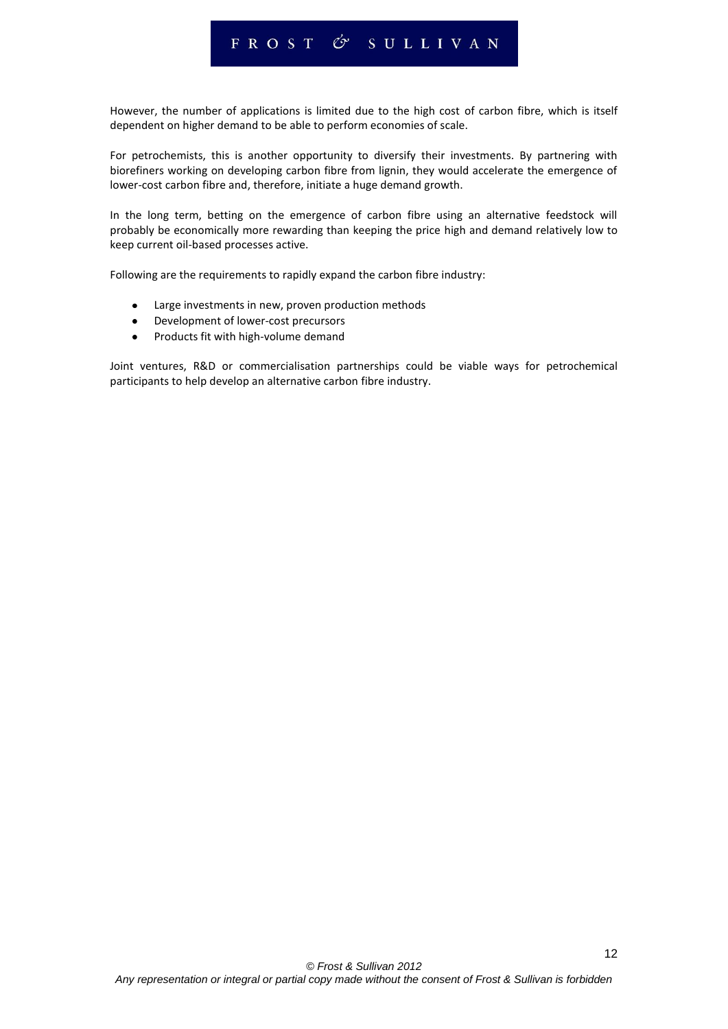However, the number of applications is limited due to the high cost of carbon fibre, which is itself dependent on higher demand to be able to perform economies of scale.

For petrochemists, this is another opportunity to diversify their investments. By partnering with biorefiners working on developing carbon fibre from lignin, they would accelerate the emergence of lower-cost carbon fibre and, therefore, initiate a huge demand growth.

In the long term, betting on the emergence of carbon fibre using an alternative feedstock will probably be economically more rewarding than keeping the price high and demand relatively low to keep current oil-based processes active.

Following are the requirements to rapidly expand the carbon fibre industry:

- Large investments in new, proven production methods
- Development of lower-cost precursors
- Products fit with high-volume demand

Joint ventures, R&D or commercialisation partnerships could be viable ways for petrochemical participants to help develop an alternative carbon fibre industry.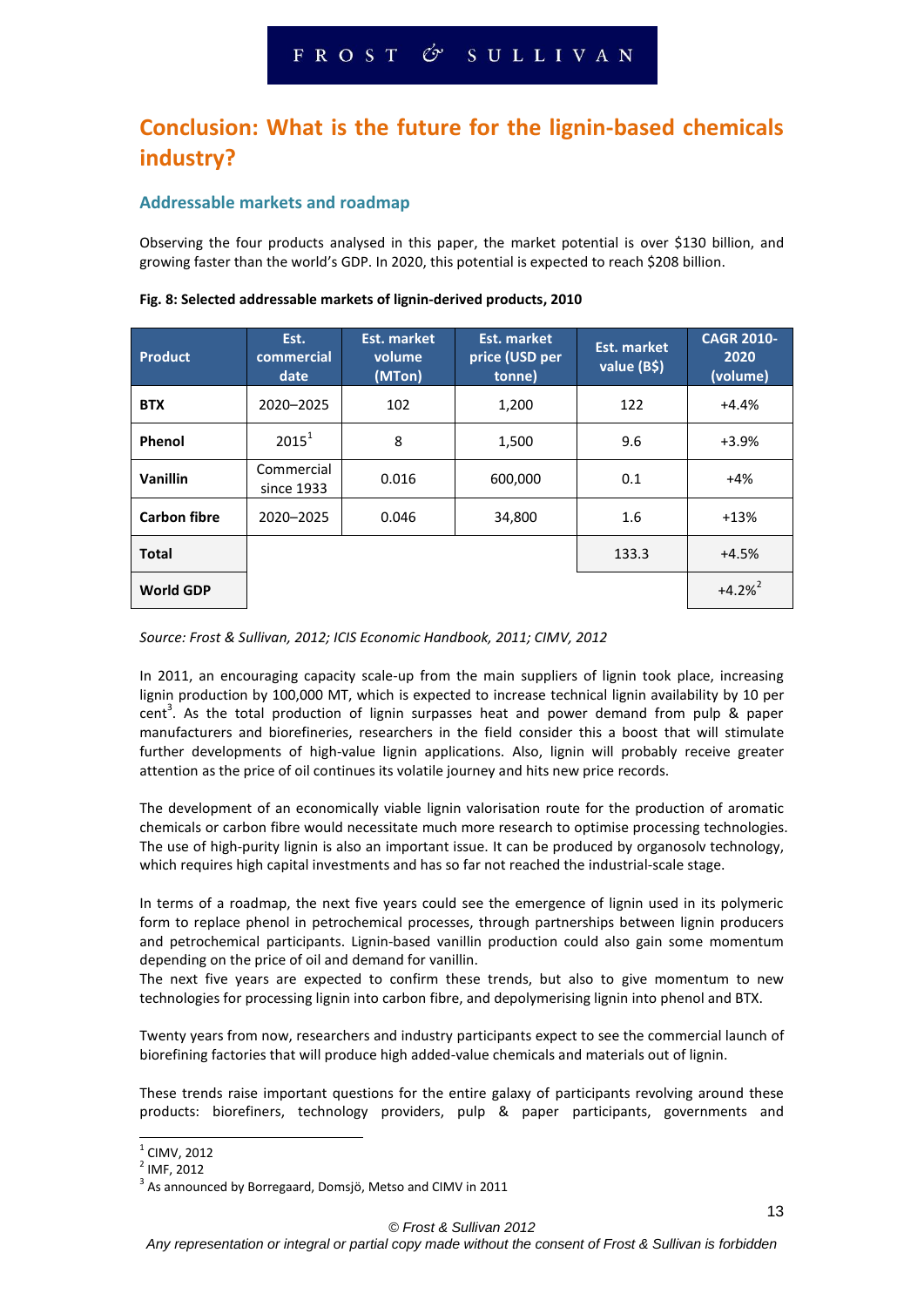# Conclusion: What is the future for the lignin-based chemicals industry?

## Addressable markets and roadmap

Observing the four products analysed in this paper, the market potential is over $130 billion, and growing faster than the world's GDP. In 2020, this potential is expected to reach $208 billion.

**Fig. 8: Selected addressable markets of lignin-derived products, 2010**

| Product | Est. commercial date | Est. market volume (MTon) | Est. market price (USD per tonne) | Est. market value (B$) | CAGR 2010-2020 (volume) |
|---|---|---|---|---|---|
| **BTX** | 2020–2025 | 102 | 1,200 | 122 | +4.4% |
| **Phenol** | 2015[1] | 8 | 1,500 | 9.6 | +3.9% |
| **Vanillin** | Commercial since 1933 | 0.016 | 600,000 | 0.1 | +4% |
| **Carbon fibre** | 2020–2025 | 0.046 | 34,800 | 1.6 | +13% |
| **Total** | | | | 133.3 | +4.5% |
| **World GDP** | | | | | +4.2%[2] |

*Source: Frost & Sullivan, 2012; ICIS Economic Handbook, 2011; CIMV, 2012*

In 2011, an encouraging capacity scale-up from the main suppliers of lignin took place, increasing lignin production by 100,000 MT, which is expected to increase technical lignin availability by 10 per cent[3]. As the total production of lignin surpasses heat and power demand from pulp & paper manufacturers and biorefineries, researchers in the field consider this a boost that will stimulate further developments of high-value lignin applications. Also, lignin will probably receive greater attention as the price of oil continues its volatile journey and hits new price records.

The development of an economically viable lignin valorisation route for the production of aromatic chemicals or carbon fibre would necessitate much more research to optimise processing technologies. The use of high-purity lignin is also an important issue. It can be produced by organosolv technology, which requires high capital investments and has so far not reached the industrial-scale stage.

In terms of a roadmap, the next five years could see the emergence of lignin used in its polymeric form to replace phenol in petrochemical processes, through partnerships between lignin producers and petrochemical participants. Lignin-based vanillin production could also gain some momentum depending on the price of oil and demand for vanillin.
The next five years are expected to confirm these trends, but also to give momentum to new technologies for processing lignin into carbon fibre, and depolymerising lignin into phenol and BTX.

Twenty years from now, researchers and industry participants expect to see the commercial launch of biorefining factories that will produce high added-value chemicals and materials out of lignin.

These trends raise important questions for the entire galaxy of participants revolving around these products: biorefiners, technology providers, pulp & paper participants, governments and

---

[1] CIMV, 2012
[2] IMF, 2012
[3] As announced by Borregaard, Domsjö, Metso and CIMV in 2011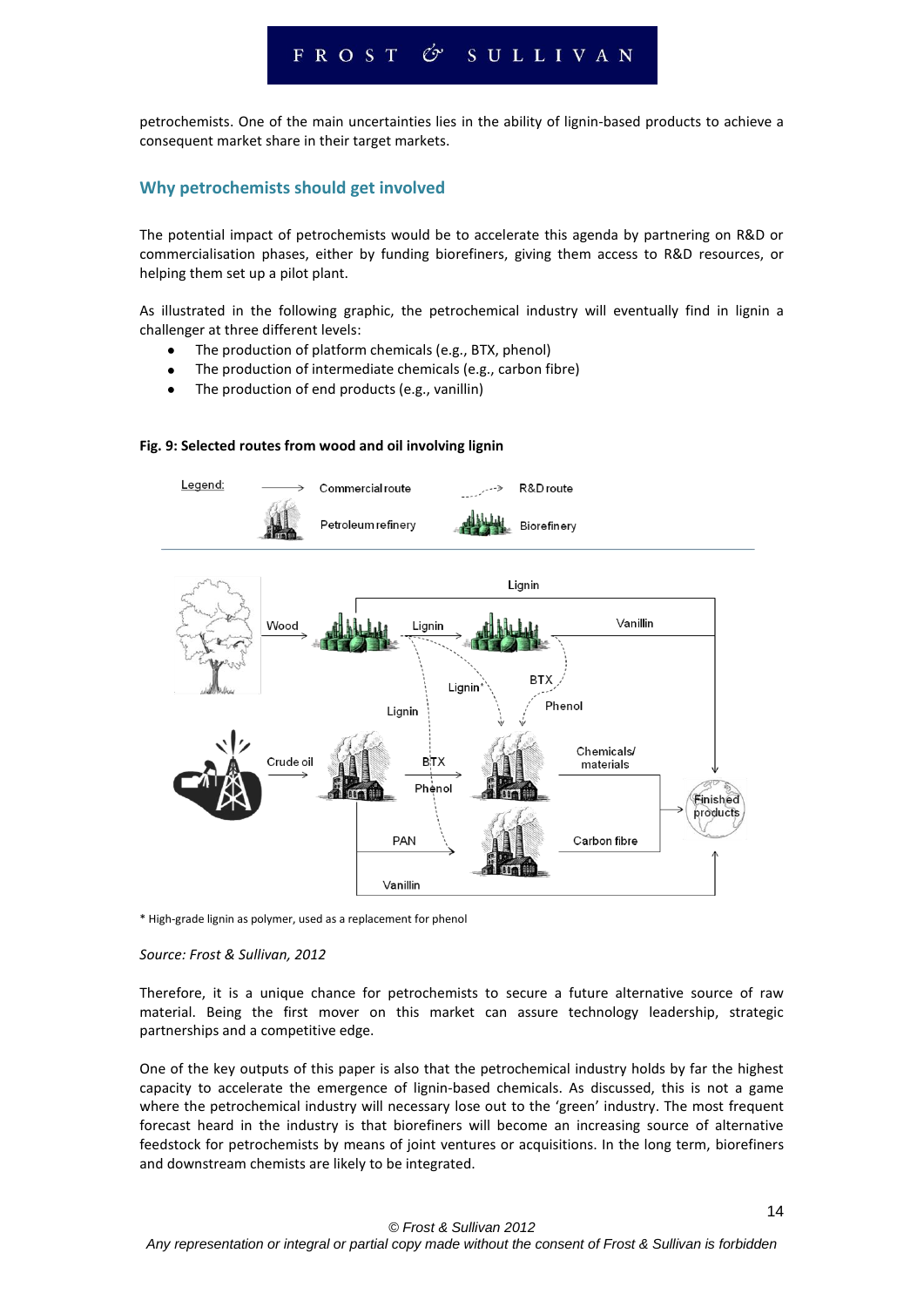petrochemists. One of the main uncertainties lies in the ability of lignin-based products to achieve a consequent market share in their target markets.

## Why petrochemists should get involved

The potential impact of petrochemists would be to accelerate this agenda by partnering on R&D or commercialisation phases, either by funding biorefiners, giving them access to R&D resources, or helping them set up a pilot plant.

As illustrated in the following graphic, the petrochemical industry will eventually find in lignin a challenger at three different levels:

- The production of platform chemicals (e.g., BTX, phenol)
- The production of intermediate chemicals (e.g., carbon fibre)
- The production of end products (e.g., vanillin)

**Fig. 9: Selected routes from wood and oil involving lignin**

Legend: Commercial route; R&D route; Petroleum refinery; Biorefinery

Wood; Lignin; Vanillin; Lignin*; BTX; Phenol; Lignin; Crude oil; BTX; Phenol; Chemicals/ materials; PAN; Carbon fibre; Vanillin; Finished products

\* High-grade lignin as polymer, used as a replacement for phenol

*Source: Frost & Sullivan, 2012*

Therefore, it is a unique chance for petrochemists to secure a future alternative source of raw material. Being the first mover on this market can assure technology leadership, strategic partnerships and a competitive edge.

One of the key outputs of this paper is also that the petrochemical industry holds by far the highest capacity to accelerate the emergence of lignin-based chemicals. As discussed, this is not a game where the petrochemical industry will necessary lose out to the 'green' industry. The most frequent forecast heard in the industry is that biorefiners will become an increasing source of alternative feedstock for petrochemists by means of joint ventures or acquisitions. In the long term, biorefiners and downstream chemists are likely to be integrated.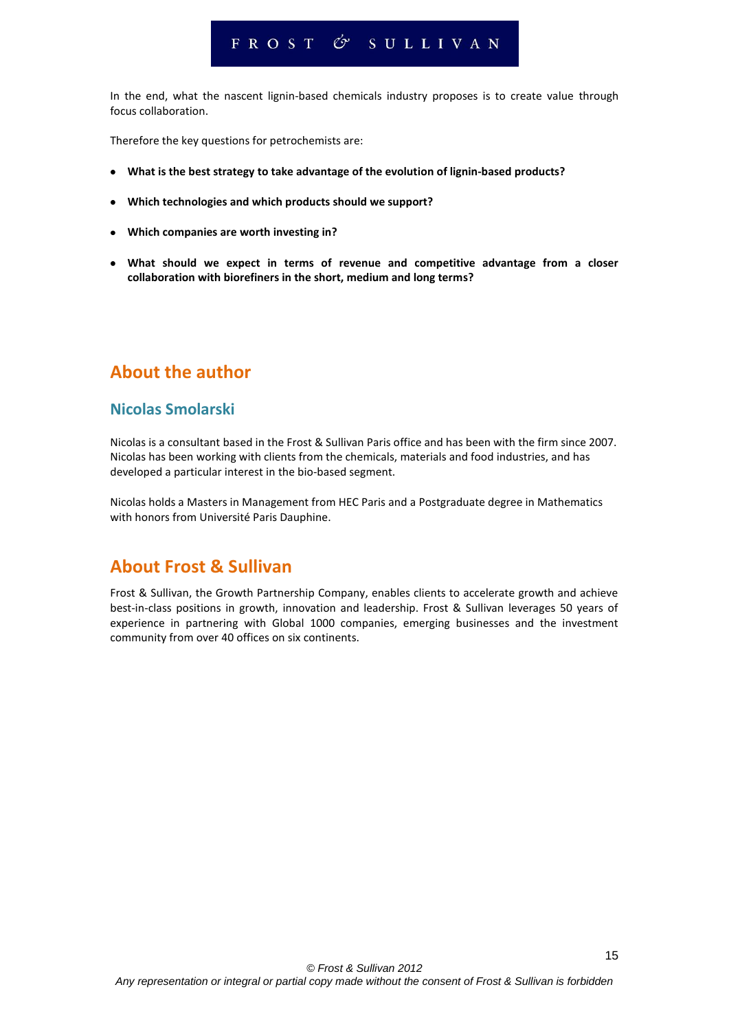In the end, what the nascent lignin-based chemicals industry proposes is to create value through focus collaboration.

Therefore the key questions for petrochemists are:

- **What is the best strategy to take advantage of the evolution of lignin-based products?**
- **Which technologies and which products should we support?**
- **Which companies are worth investing in?**
- **What should we expect in terms of revenue and competitive advantage from a closer collaboration with biorefiners in the short, medium and long terms?**

## About the author

### Nicolas Smolarski

Nicolas is a consultant based in the Frost & Sullivan Paris office and has been with the firm since 2007. Nicolas has been working with clients from the chemicals, materials and food industries, and has developed a particular interest in the bio-based segment.

Nicolas holds a Masters in Management from HEC Paris and a Postgraduate degree in Mathematics with honors from Université Paris Dauphine.

## About Frost & Sullivan

Frost & Sullivan, the Growth Partnership Company, enables clients to accelerate growth and achieve best-in-class positions in growth, innovation and leadership. Frost & Sullivan leverages 50 years of experience in partnering with Global 1000 companies, emerging businesses and the investment community from over 40 offices on six continents.